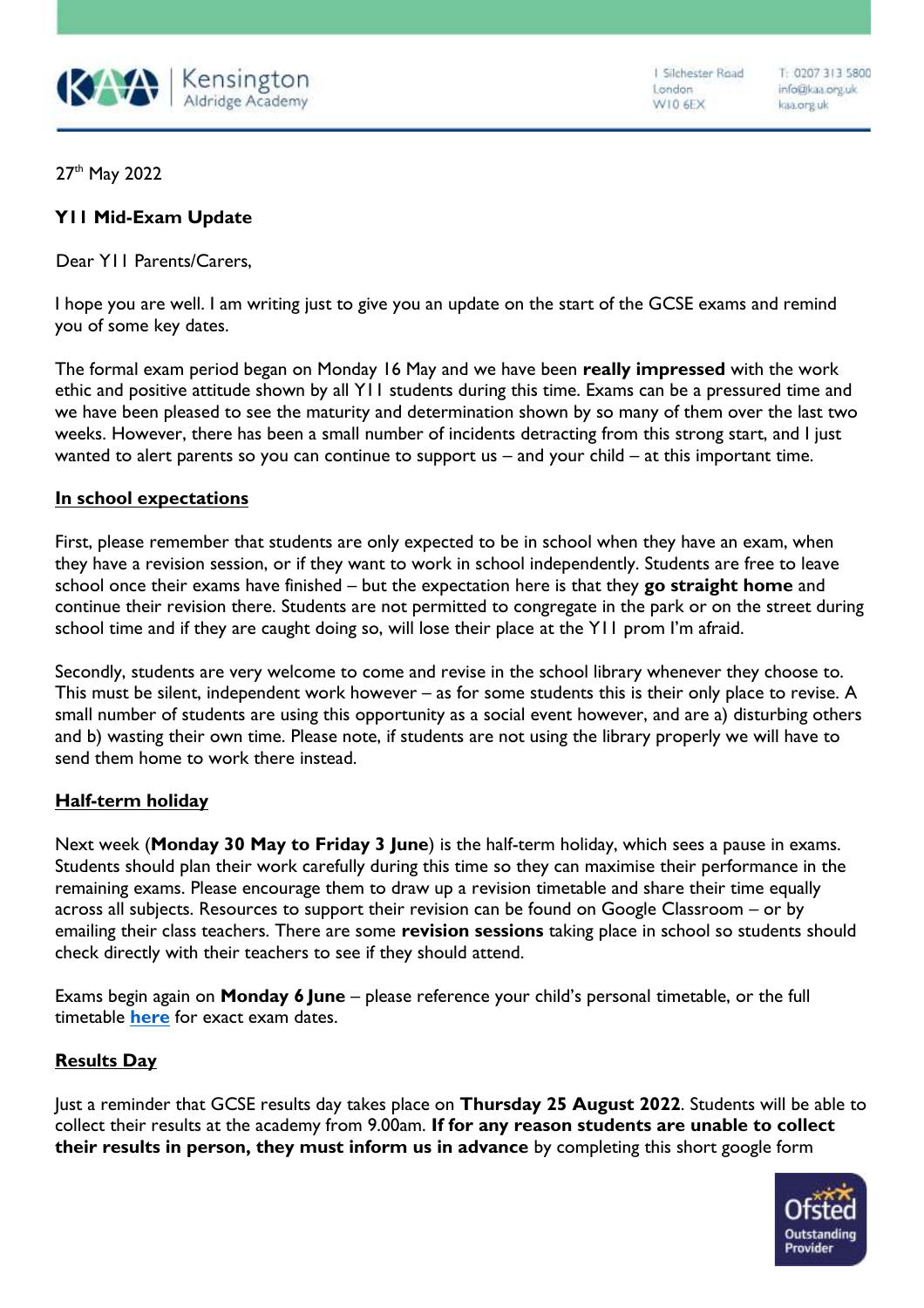Kensington Aldridge Academy

1 Silchester Road
London
W10 6EX

T: 0207 313 5800
info@kaa.org.uk
kaa.org.uk

27th May 2022

**Y11 Mid-Exam Update**

Dear Y11 Parents/Carers,

I hope you are well. I am writing just to give you an update on the start of the GCSE exams and remind you of some key dates.

The formal exam period began on Monday 16 May and we have been **really impressed** with the work ethic and positive attitude shown by all Y11 students during this time. Exams can be a pressured time and we have been pleased to see the maturity and determination shown by so many of them over the last two weeks. However, there has been a small number of incidents detracting from this strong start, and I just wanted to alert parents so you can continue to support us – and your child – at this important time.

**In school expectations**

First, please remember that students are only expected to be in school when they have an exam, when they have a revision session, or if they want to work in school independently. Students are free to leave school once their exams have finished – but the expectation here is that they **go straight home** and continue their revision there. Students are not permitted to congregate in the park or on the street during school time and if they are caught doing so, will lose their place at the Y11 prom I'm afraid.

Secondly, students are very welcome to come and revise in the school library whenever they choose to. This must be silent, independent work however – as for some students this is their only place to revise. A small number of students are using this opportunity as a social event however, and are a) disturbing others and b) wasting their own time. Please note, if students are not using the library properly we will have to send them home to work there instead.

**Half-term holiday**

Next week (**Monday 30 May to Friday 3 June**) is the half-term holiday, which sees a pause in exams. Students should plan their work carefully during this time so they can maximise their performance in the remaining exams. Please encourage them to draw up a revision timetable and share their time equally across all subjects. Resources to support their revision can be found on Google Classroom – or by emailing their class teachers. There are some **revision sessions** taking place in school so students should check directly with their teachers to see if they should attend.

Exams begin again on **Monday 6 June** – please reference your child's personal timetable, or the full timetable **here** for exact exam dates.

**Results Day**

Just a reminder that GCSE results day takes place on **Thursday 25 August 2022**. Students will be able to collect their results at the academy from 9.00am. **If for any reason students are unable to collect their results in person, they must inform us in advance** by completing this short google form

Ofsted Outstanding Provider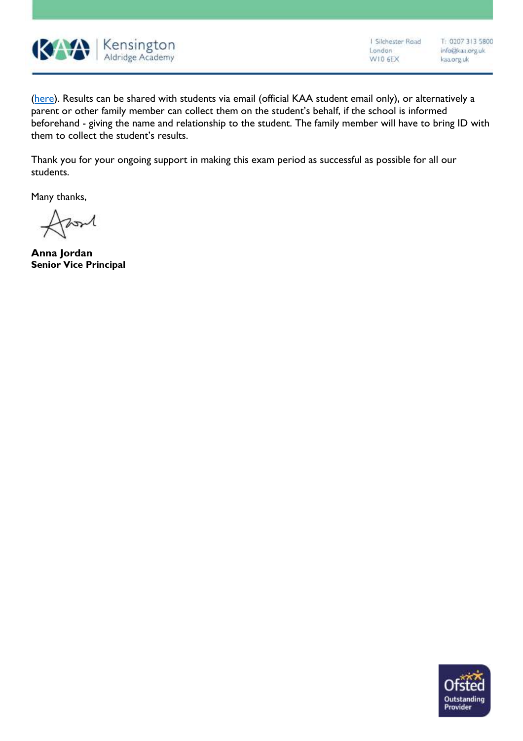([here](#)). Results can be shared with students via email (official KAA student email only), or alternatively a parent or other family member can collect them on the student's behalf, if the school is informed beforehand - giving the name and relationship to the student. The family member will have to bring ID with them to collect the student's results.

Thank you for your ongoing support in making this exam period as successful as possible for all our students.

Many thanks,

**Anna Jordan**
**Senior Vice Principal**